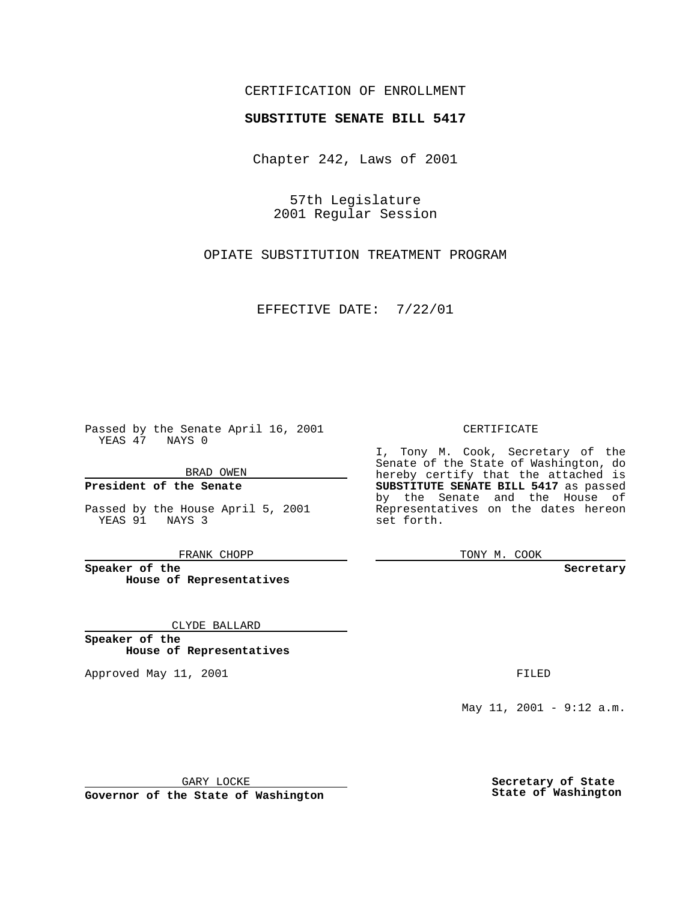CERTIFICATION OF ENROLLMENT

**SUBSTITUTE SENATE BILL 5417**

Chapter 242, Laws of 2001

57th Legislature
2001 Regular Session

OPIATE SUBSTITUTION TREATMENT PROGRAM

EFFECTIVE DATE: 7/22/01

Passed by the Senate April 16, 2001
YEAS 47 NAYS 0

BRAD OWEN

**President of the Senate**

Passed by the House April 5, 2001
YEAS 91 NAYS 3

FRANK CHOPP

**Speaker of the House of Representatives**

CLYDE BALLARD

**Speaker of the House of Representatives**

Approved May 11, 2001

GARY LOCKE

**Governor of the State of Washington**

CERTIFICATE

I, Tony M. Cook, Secretary of the Senate of the State of Washington, do hereby certify that the attached is **SUBSTITUTE SENATE BILL 5417** as passed by the Senate and the House of Representatives on the dates hereon set forth.

TONY M. COOK

**Secretary**

FILED

May 11, 2001 - 9:12 a.m.

**Secretary of State**
**State of Washington**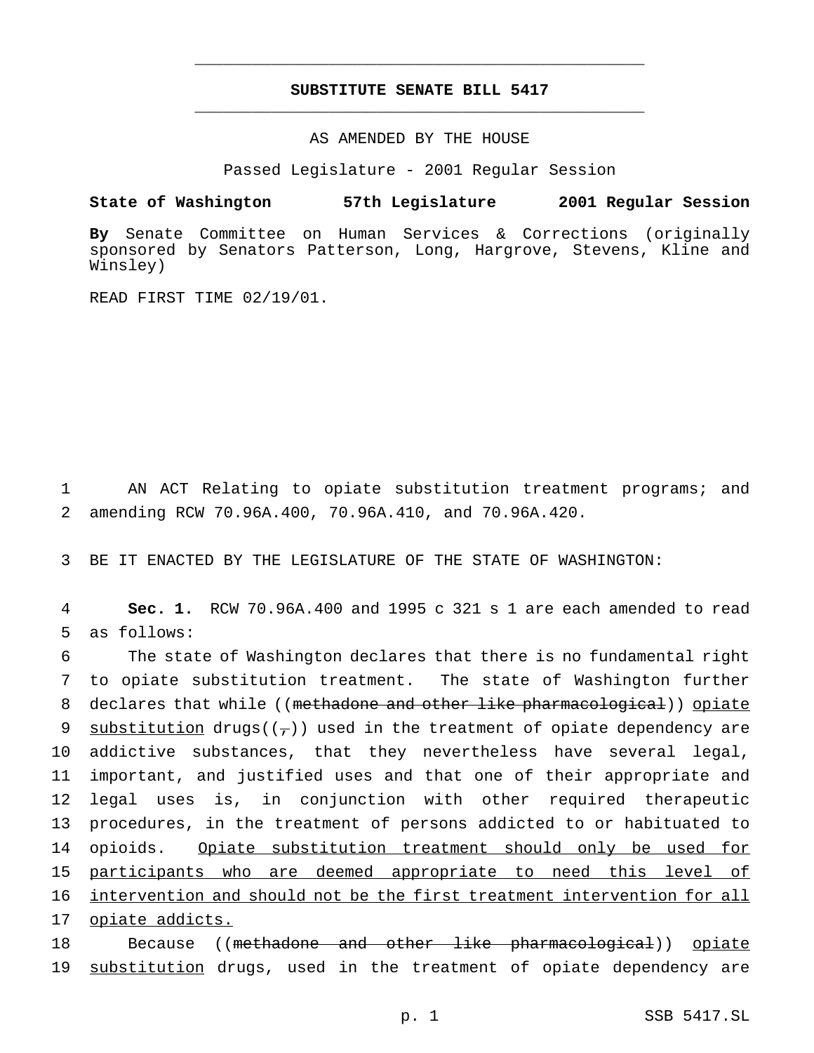# SUBSTITUTE SENATE BILL 5417

AS AMENDED BY THE HOUSE

Passed Legislature - 2001 Regular Session

**State of Washington 57th Legislature 2001 Regular Session**

**By** Senate Committee on Human Services & Corrections (originally sponsored by Senators Patterson, Long, Hargrove, Stevens, Kline and Winsley)

READ FIRST TIME 02/19/01.

1 AN ACT Relating to opiate substitution treatment programs; and
2 amending RCW 70.96A.400, 70.96A.410, and 70.96A.420.

3 BE IT ENACTED BY THE LEGISLATURE OF THE STATE OF WASHINGTON:

4 **Sec. 1.** RCW 70.96A.400 and 1995 c 321 s 1 are each amended to read
5 as follows:

6 The state of Washington declares that there is no fundamental right
7 to opiate substitution treatment. The state of Washington further
8 declares that while ((~~methadone and other like pharmacological~~)) <u>opiate</u>
9 <u>substitution</u> drugs((~~,~~)) used in the treatment of opiate dependency are
10 addictive substances, that they nevertheless have several legal,
11 important, and justified uses and that one of their appropriate and
12 legal uses is, in conjunction with other required therapeutic
13 procedures, in the treatment of persons addicted to or habituated to
14 opioids. <u>Opiate substitution treatment should only be used for</u>
15 <u>participants who are deemed appropriate to need this level of</u>
16 <u>intervention and should not be the first treatment intervention for all</u>
17 <u>opiate addicts.</u>

18 Because ((~~methadone and other like pharmacological~~)) <u>opiate</u>
19 <u>substitution</u> drugs, used in the treatment of opiate dependency are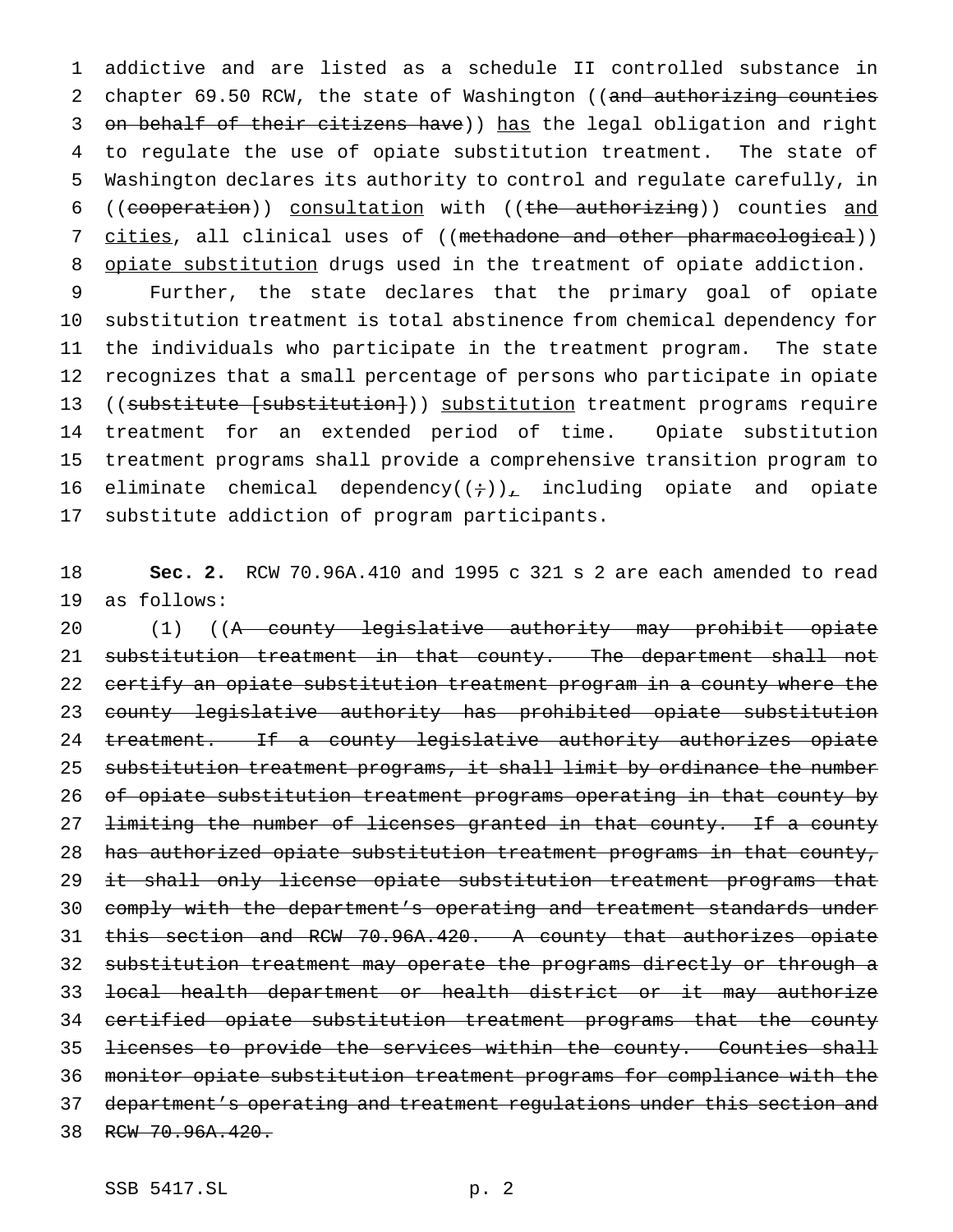addictive and are listed as a schedule II controlled substance in chapter 69.50 RCW, the state of Washington ((~~and authorizing counties on behalf of their citizens have~~)) has the legal obligation and right to regulate the use of opiate substitution treatment. The state of Washington declares its authority to control and regulate carefully, in ((~~cooperation~~)) consultation with ((~~the authorizing~~)) counties and cities, all clinical uses of ((~~methadone and other pharmacological~~)) opiate substitution drugs used in the treatment of opiate addiction.

Further, the state declares that the primary goal of opiate substitution treatment is total abstinence from chemical dependency for the individuals who participate in the treatment program. The state recognizes that a small percentage of persons who participate in opiate ((~~substitute [substitution]~~)) substitution treatment programs require treatment for an extended period of time. Opiate substitution treatment programs shall provide a comprehensive transition program to eliminate chemical dependency((~~;~~)), including opiate and opiate substitute addiction of program participants.

**Sec. 2.** RCW 70.96A.410 and 1995 c 321 s 2 are each amended to read as follows:

(1) ((~~A county legislative authority may prohibit opiate substitution treatment in that county. The department shall not certify an opiate substitution treatment program in a county where the county legislative authority has prohibited opiate substitution treatment. If a county legislative authority authorizes opiate substitution treatment programs, it shall limit by ordinance the number of opiate substitution treatment programs operating in that county by limiting the number of licenses granted in that county. If a county has authorized opiate substitution treatment programs in that county, it shall only license opiate substitution treatment programs that comply with the department's operating and treatment standards under this section and RCW 70.96A.420. A county that authorizes opiate substitution treatment may operate the programs directly or through a local health department or health district or it may authorize certified opiate substitution treatment programs that the county licenses to provide the services within the county. Counties shall monitor opiate substitution treatment programs for compliance with the department's operating and treatment regulations under this section and RCW 70.96A.420.~~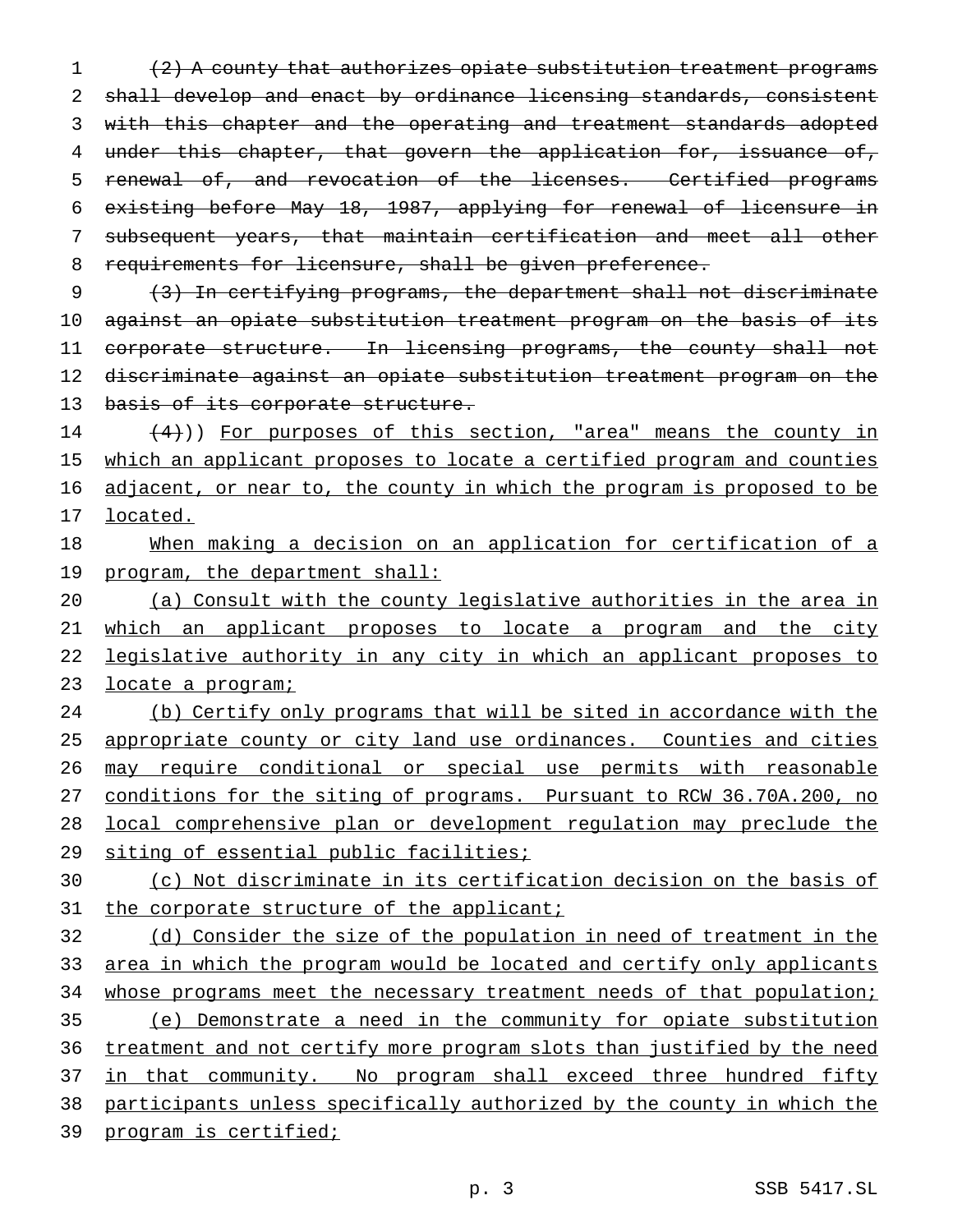~~(2) A county that authorizes opiate substitution treatment programs shall develop and enact by ordinance licensing standards, consistent with this chapter and the operating and treatment standards adopted under this chapter, that govern the application for, issuance of, renewal of, and revocation of the licenses. Certified programs existing before May 18, 1987, applying for renewal of licensure in subsequent years, that maintain certification and meet all other requirements for licensure, shall be given preference.~~

~~(3) In certifying programs, the department shall not discriminate against an opiate substitution treatment program on the basis of its corporate structure. In licensing programs, the county shall not discriminate against an opiate substitution treatment program on the basis of its corporate structure.~~

~~(4)~~)) <u>For purposes of this section, "area" means the county in which an applicant proposes to locate a certified program and counties adjacent, or near to, the county in which the program is proposed to be located.</u>

<u>When making a decision on an application for certification of a program, the department shall:</u>

<u>(a) Consult with the county legislative authorities in the area in which an applicant proposes to locate a program and the city legislative authority in any city in which an applicant proposes to locate a program;</u>

<u>(b) Certify only programs that will be sited in accordance with the appropriate county or city land use ordinances. Counties and cities may require conditional or special use permits with reasonable conditions for the siting of programs. Pursuant to RCW 36.70A.200, no local comprehensive plan or development regulation may preclude the siting of essential public facilities;</u>

<u>(c) Not discriminate in its certification decision on the basis of the corporate structure of the applicant;</u>

<u>(d) Consider the size of the population in need of treatment in the area in which the program would be located and certify only applicants whose programs meet the necessary treatment needs of that population;</u>

<u>(e) Demonstrate a need in the community for opiate substitution treatment and not certify more program slots than justified by the need in that community. No program shall exceed three hundred fifty participants unless specifically authorized by the county in which the program is certified;</u>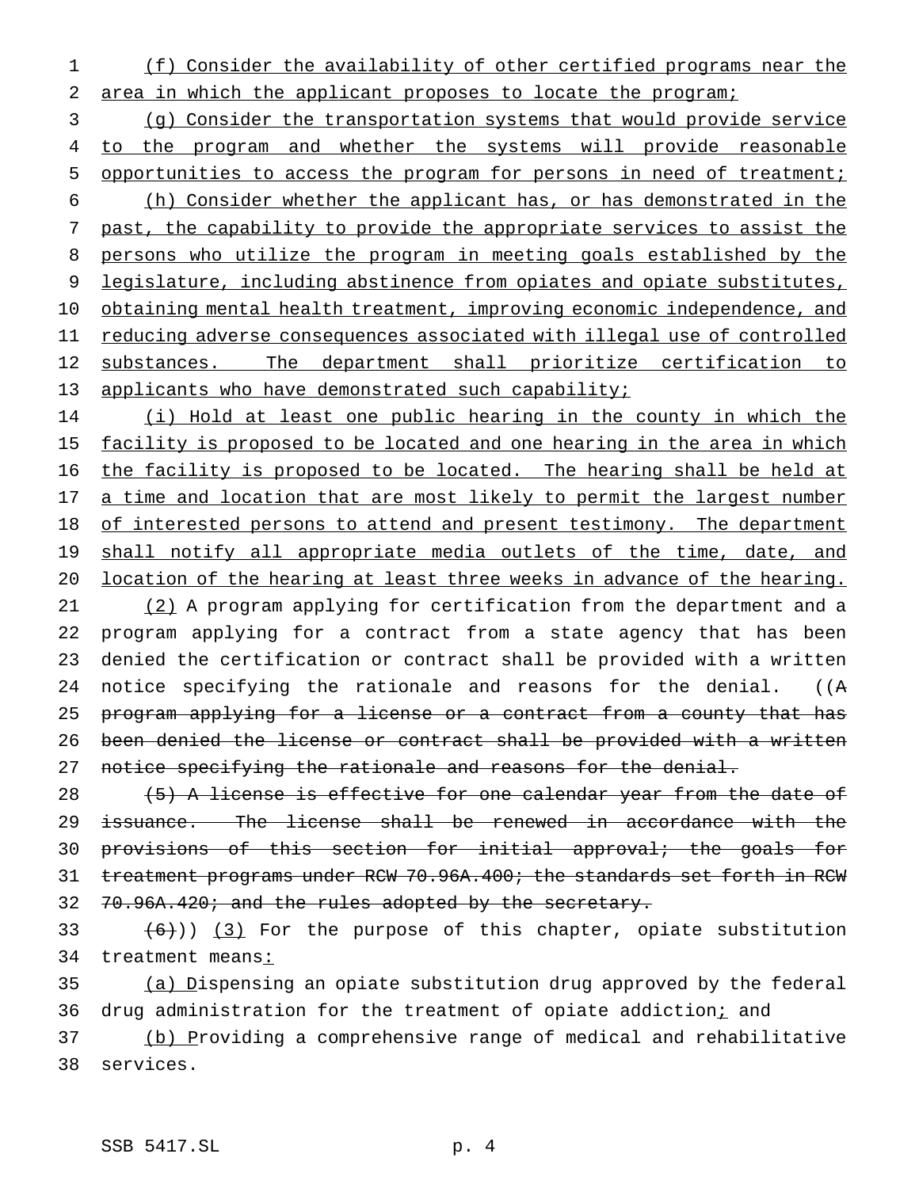(f) Consider the availability of other certified programs near the area in which the applicant proposes to locate the program;

(g) Consider the transportation systems that would provide service to the program and whether the systems will provide reasonable opportunities to access the program for persons in need of treatment;

(h) Consider whether the applicant has, or has demonstrated in the past, the capability to provide the appropriate services to assist the persons who utilize the program in meeting goals established by the legislature, including abstinence from opiates and opiate substitutes, obtaining mental health treatment, improving economic independence, and reducing adverse consequences associated with illegal use of controlled substances. The department shall prioritize certification to applicants who have demonstrated such capability;

(i) Hold at least one public hearing in the county in which the facility is proposed to be located and one hearing in the area in which the facility is proposed to be located. The hearing shall be held at a time and location that are most likely to permit the largest number of interested persons to attend and present testimony. The department shall notify all appropriate media outlets of the time, date, and location of the hearing at least three weeks in advance of the hearing.

(2) A program applying for certification from the department and a program applying for a contract from a state agency that has been denied the certification or contract shall be provided with a written notice specifying the rationale and reasons for the denial. ((~~A program applying for a license or a contract from a county that has been denied the license or contract shall be provided with a written notice specifying the rationale and reasons for the denial.~~

~~(5) A license is effective for one calendar year from the date of issuance. The license shall be renewed in accordance with the provisions of this section for initial approval; the goals for treatment programs under RCW 70.96A.400; the standards set forth in RCW 70.96A.420; and the rules adopted by the secretary.~~

~~(6)~~)) (3) For the purpose of this chapter, opiate substitution treatment means:

(a) Dispensing an opiate substitution drug approved by the federal drug administration for the treatment of opiate addiction; and

(b) Providing a comprehensive range of medical and rehabilitative services.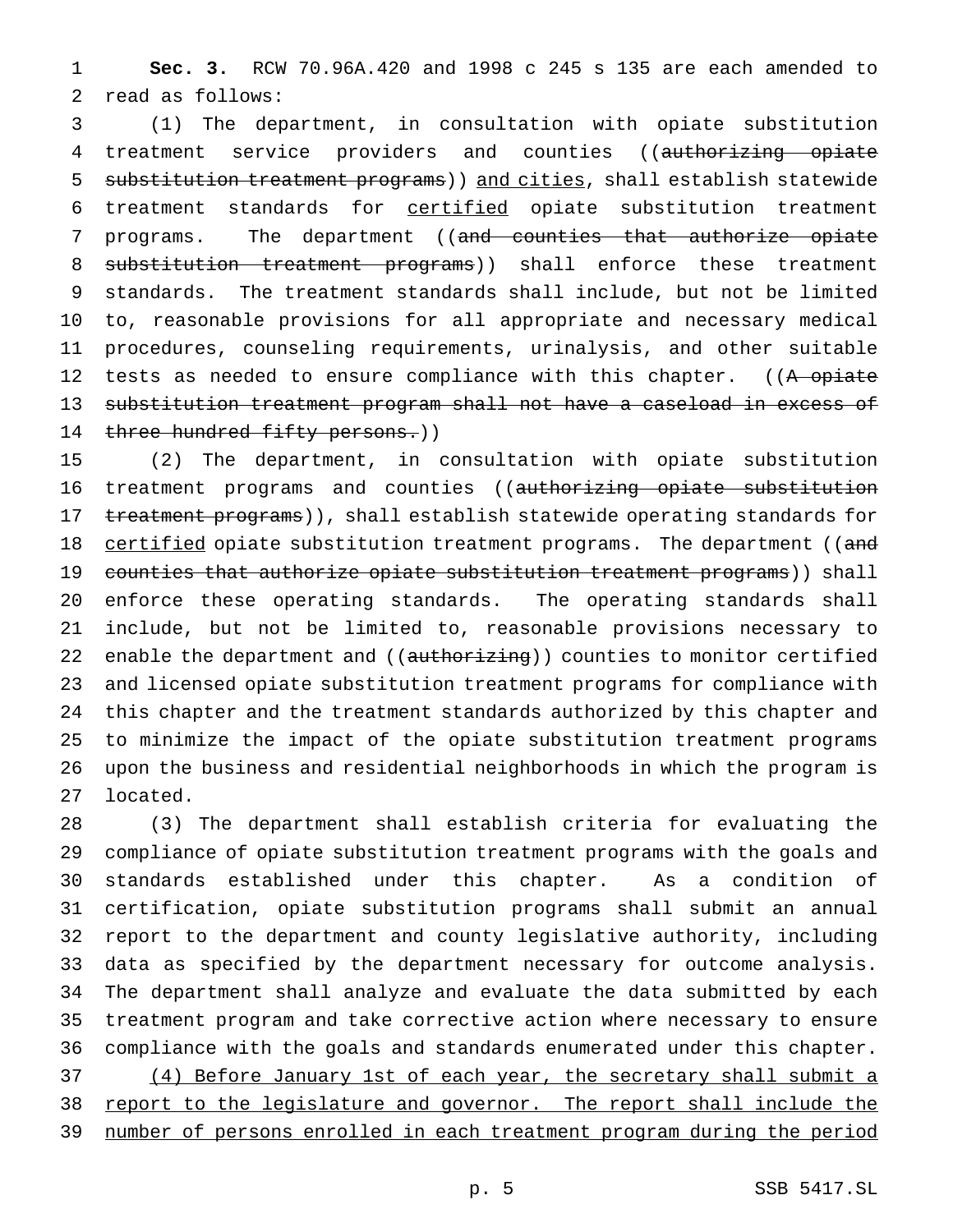**Sec. 3.** RCW 70.96A.420 and 1998 c 245 s 135 are each amended to read as follows:

(1) The department, in consultation with opiate substitution treatment service providers and counties ((~~authorizing opiate substitution treatment programs~~)) <u>and cities</u>, shall establish statewide treatment standards for <u>certified</u> opiate substitution treatment programs. The department ((~~and counties that authorize opiate substitution treatment programs~~)) shall enforce these treatment standards. The treatment standards shall include, but not be limited to, reasonable provisions for all appropriate and necessary medical procedures, counseling requirements, urinalysis, and other suitable tests as needed to ensure compliance with this chapter. ((~~A opiate substitution treatment program shall not have a caseload in excess of three hundred fifty persons.~~))

(2) The department, in consultation with opiate substitution treatment programs and counties ((~~authorizing opiate substitution treatment programs~~)), shall establish statewide operating standards for <u>certified</u> opiate substitution treatment programs. The department ((~~and counties that authorize opiate substitution treatment programs~~)) shall enforce these operating standards. The operating standards shall include, but not be limited to, reasonable provisions necessary to enable the department and ((~~authorizing~~)) counties to monitor certified and licensed opiate substitution treatment programs for compliance with this chapter and the treatment standards authorized by this chapter and to minimize the impact of the opiate substitution treatment programs upon the business and residential neighborhoods in which the program is located.

(3) The department shall establish criteria for evaluating the compliance of opiate substitution treatment programs with the goals and standards established under this chapter. As a condition of certification, opiate substitution programs shall submit an annual report to the department and county legislative authority, including data as specified by the department necessary for outcome analysis. The department shall analyze and evaluate the data submitted by each treatment program and take corrective action where necessary to ensure compliance with the goals and standards enumerated under this chapter.

<u>(4) Before January 1st of each year, the secretary shall submit a report to the legislature and governor. The report shall include the number of persons enrolled in each treatment program during the period</u>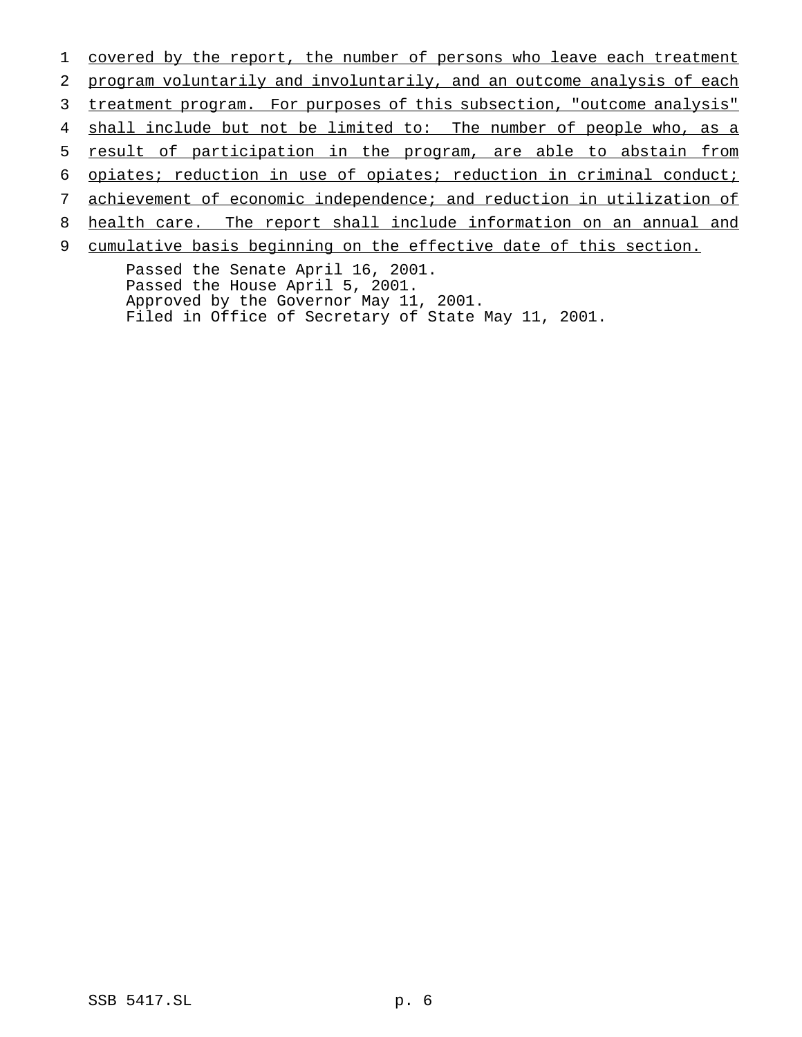covered by the report, the number of persons who leave each treatment program voluntarily and involuntarily, and an outcome analysis of each treatment program. For purposes of this subsection, "outcome analysis" shall include but not be limited to: The number of people who, as a result of participation in the program, are able to abstain from opiates; reduction in use of opiates; reduction in criminal conduct; achievement of economic independence; and reduction in utilization of health care. The report shall include information on an annual and cumulative basis beginning on the effective date of this section.

Passed the Senate April 16, 2001.
Passed the House April 5, 2001.
Approved by the Governor May 11, 2001.
Filed in Office of Secretary of State May 11, 2001.